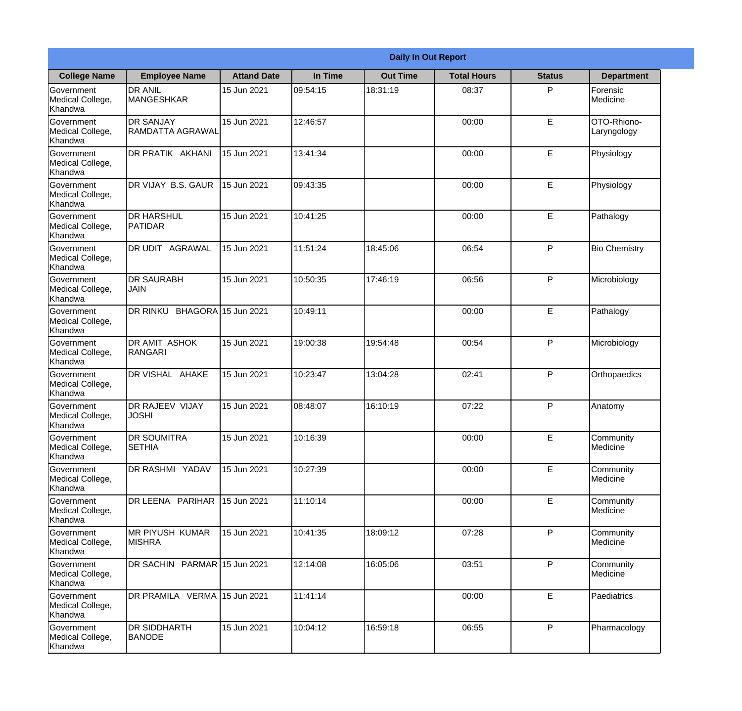| Daily In Out Report | | | | | | | |
|---|---|---|---|---|---|---|---|
| **College Name** | **Employee Name** | **Attand Date** | **In Time** | **Out Time** | **Total Hours** | **Status** | **Department** |
| Government Medical College, Khandwa | DR ANIL MANGESHKAR | 15 Jun 2021 | 09:54:15 | 18:31:19 | 08:37 | P | Forensic Medicine |
| Government Medical College, Khandwa | DR SANJAY RAMDATTA AGRAWAL | 15 Jun 2021 | 12:46:57 | | 00:00 | E | OTO-Rhiono-Laryngology |
| Government Medical College, Khandwa | DR PRATIK AKHANI | 15 Jun 2021 | 13:41:34 | | 00:00 | E | Physiology |
| Government Medical College, Khandwa | DR VIJAY B.S. GAUR | 15 Jun 2021 | 09:43:35 | | 00:00 | E | Physiology |
| Government Medical College, Khandwa | DR HARSHUL PATIDAR | 15 Jun 2021 | 10:41:25 | | 00:00 | E | Pathalogy |
| Government Medical College, Khandwa | DR UDIT AGRAWAL | 15 Jun 2021 | 11:51:24 | 18:45:06 | 06:54 | P | Bio Chemistry |
| Government Medical College, Khandwa | DR SAURABH JAIN | 15 Jun 2021 | 10:50:35 | 17:46:19 | 06:56 | P | Microbiology |
| Government Medical College, Khandwa | DR RINKU BHAGORA | 15 Jun 2021 | 10:49:11 | | 00:00 | E | Pathalogy |
| Government Medical College, Khandwa | DR AMIT ASHOK RANGARI | 15 Jun 2021 | 19:00:38 | 19:54:48 | 00:54 | P | Microbiology |
| Government Medical College, Khandwa | DR VISHAL AHAKE | 15 Jun 2021 | 10:23:47 | 13:04:28 | 02:41 | P | Orthopaedics |
| Government Medical College, Khandwa | DR RAJEEV VIJAY JOSHI | 15 Jun 2021 | 08:48:07 | 16:10:19 | 07:22 | P | Anatomy |
| Government Medical College, Khandwa | DR SOUMITRA SETHIA | 15 Jun 2021 | 10:16:39 | | 00:00 | E | Community Medicine |
| Government Medical College, Khandwa | DR RASHMI YADAV | 15 Jun 2021 | 10:27:39 | | 00:00 | E | Community Medicine |
| Government Medical College, Khandwa | DR LEENA PARIHAR | 15 Jun 2021 | 11:10:14 | | 00:00 | E | Community Medicine |
| Government Medical College, Khandwa | MR PIYUSH KUMAR MISHRA | 15 Jun 2021 | 10:41:35 | 18:09:12 | 07:28 | P | Community Medicine |
| Government Medical College, Khandwa | DR SACHIN PARMAR | 15 Jun 2021 | 12:14:08 | 16:05:06 | 03:51 | P | Community Medicine |
| Government Medical College, Khandwa | DR PRAMILA VERMA | 15 Jun 2021 | 11:41:14 | | 00:00 | E | Paediatrics |
| Government Medical College, Khandwa | DR SIDDHARTH BANODE | 15 Jun 2021 | 10:04:12 | 16:59:18 | 06:55 | P | Pharmacology |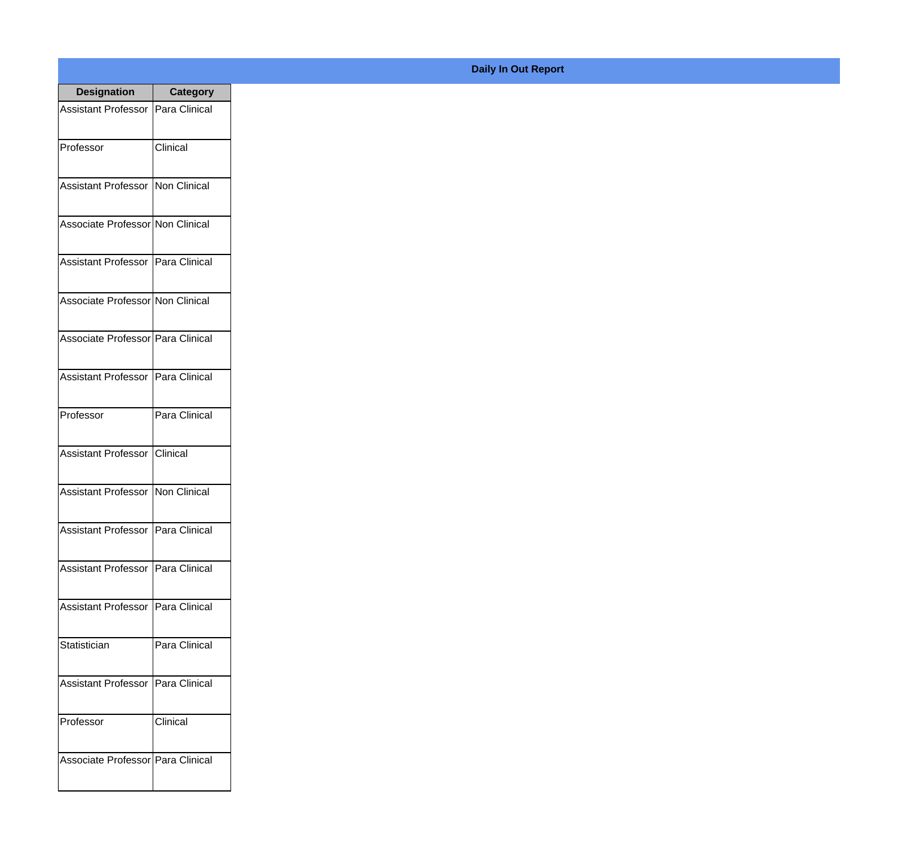**Daily In Out Report**

| Designation | Category |
|---|---|
| Assistant Professor | Para Clinical |
| Professor | Clinical |
| Assistant Professor | Non Clinical |
| Associate Professor | Non Clinical |
| Assistant Professor | Para Clinical |
| Associate Professor | Non Clinical |
| Associate Professor | Para Clinical |
| Assistant Professor | Para Clinical |
| Professor | Para Clinical |
| Assistant Professor | Clinical |
| Assistant Professor | Non Clinical |
| Assistant Professor | Para Clinical |
| Assistant Professor | Para Clinical |
| Assistant Professor | Para Clinical |
| Statistician | Para Clinical |
| Assistant Professor | Para Clinical |
| Professor | Clinical |
| Associate Professor | Para Clinical |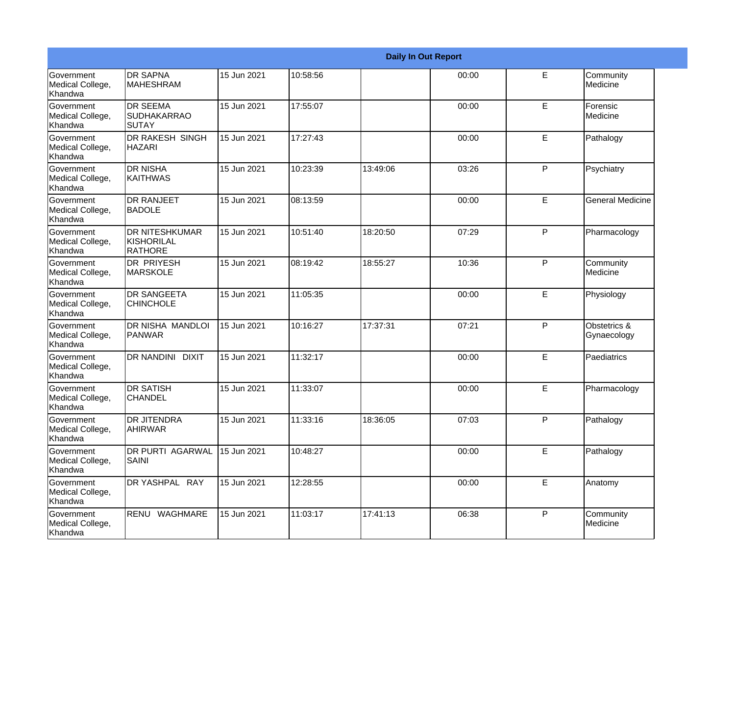| Daily In Out Report | | | | | | | |
|---|---|---|---|---|---|---|---|
| Government Medical College, Khandwa | DR SAPNA MAHESHRAM | 15 Jun 2021 | 10:58:56 | | 00:00 | E | Community Medicine |
| Government Medical College, Khandwa | DR SEEMA SUDHAKARRAO SUTAY | 15 Jun 2021 | 17:55:07 | | 00:00 | E | Forensic Medicine |
| Government Medical College, Khandwa | DR RAKESH SINGH HAZARI | 15 Jun 2021 | 17:27:43 | | 00:00 | E | Pathalogy |
| Government Medical College, Khandwa | DR NISHA KAITHWAS | 15 Jun 2021 | 10:23:39 | 13:49:06 | 03:26 | P | Psychiatry |
| Government Medical College, Khandwa | DR RANJEET BADOLE | 15 Jun 2021 | 08:13:59 | | 00:00 | E | General Medicine |
| Government Medical College, Khandwa | DR NITESHKUMAR KISHORILAL RATHORE | 15 Jun 2021 | 10:51:40 | 18:20:50 | 07:29 | P | Pharmacology |
| Government Medical College, Khandwa | DR PRIYESH MARSKOLE | 15 Jun 2021 | 08:19:42 | 18:55:27 | 10:36 | P | Community Medicine |
| Government Medical College, Khandwa | DR SANGEETA CHINCHOLE | 15 Jun 2021 | 11:05:35 | | 00:00 | E | Physiology |
| Government Medical College, Khandwa | DR NISHA MANDLOI PANWAR | 15 Jun 2021 | 10:16:27 | 17:37:31 | 07:21 | P | Obstetrics & Gynaecology |
| Government Medical College, Khandwa | DR NANDINI DIXIT | 15 Jun 2021 | 11:32:17 | | 00:00 | E | Paediatrics |
| Government Medical College, Khandwa | DR SATISH CHANDEL | 15 Jun 2021 | 11:33:07 | | 00:00 | E | Pharmacology |
| Government Medical College, Khandwa | DR JITENDRA AHIRWAR | 15 Jun 2021 | 11:33:16 | 18:36:05 | 07:03 | P | Pathalogy |
| Government Medical College, Khandwa | DR PURTI AGARWAL SAINI | 15 Jun 2021 | 10:48:27 | | 00:00 | E | Pathalogy |
| Government Medical College, Khandwa | DR YASHPAL RAY | 15 Jun 2021 | 12:28:55 | | 00:00 | E | Anatomy |
| Government Medical College, Khandwa | RENU WAGHMARE | 15 Jun 2021 | 11:03:17 | 17:41:13 | 06:38 | P | Community Medicine |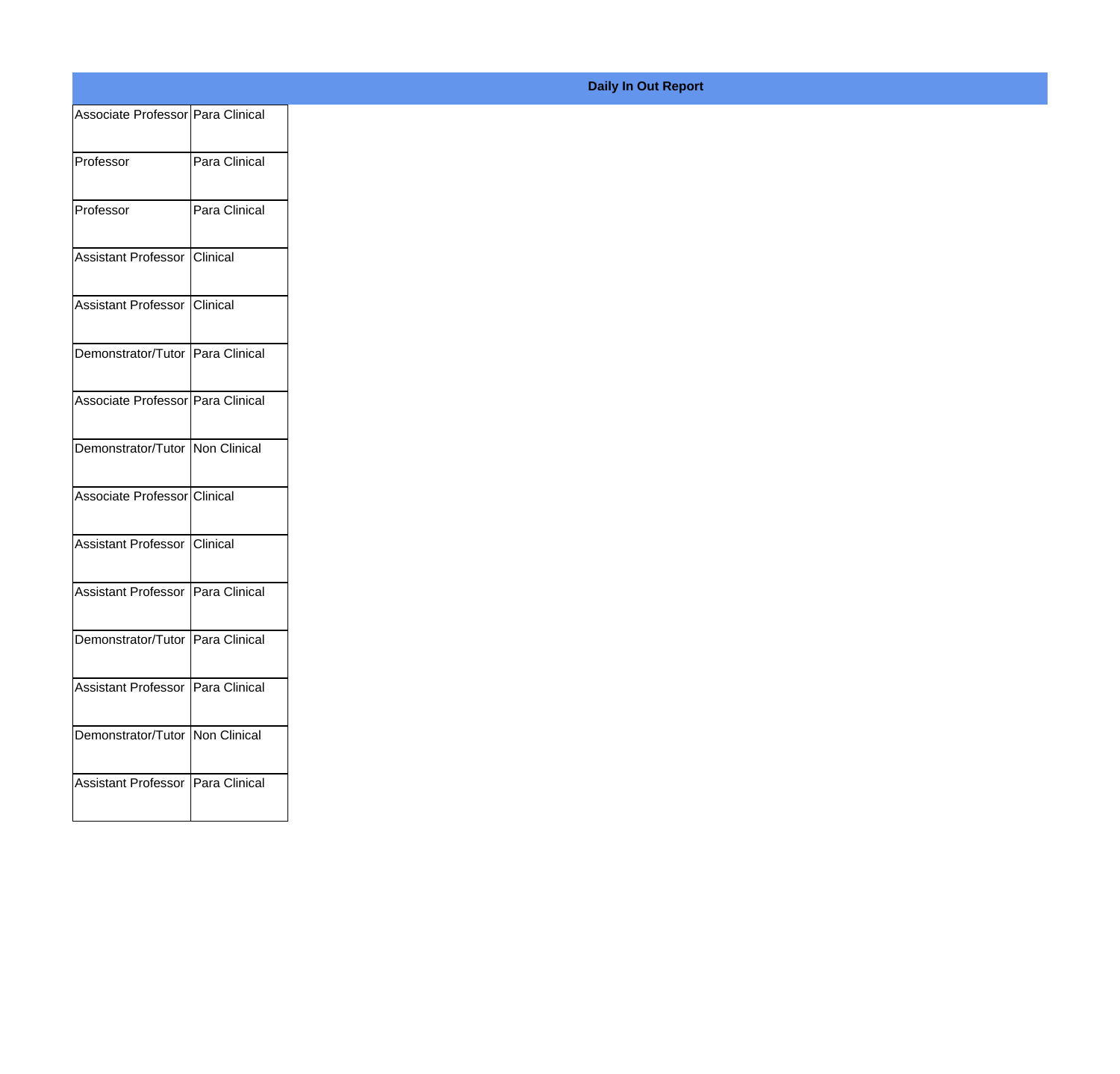**Daily In Out Report**

| | |
|---|---|
| Associate Professor | Para Clinical |
| Professor | Para Clinical |
| Professor | Para Clinical |
| Assistant Professor | Clinical |
| Assistant Professor | Clinical |
| Demonstrator/Tutor | Para Clinical |
| Associate Professor | Para Clinical |
| Demonstrator/Tutor | Non Clinical |
| Associate Professor | Clinical |
| Assistant Professor | Clinical |
| Assistant Professor | Para Clinical |
| Demonstrator/Tutor | Para Clinical |
| Assistant Professor | Para Clinical |
| Demonstrator/Tutor | Non Clinical |
| Assistant Professor | Para Clinical |